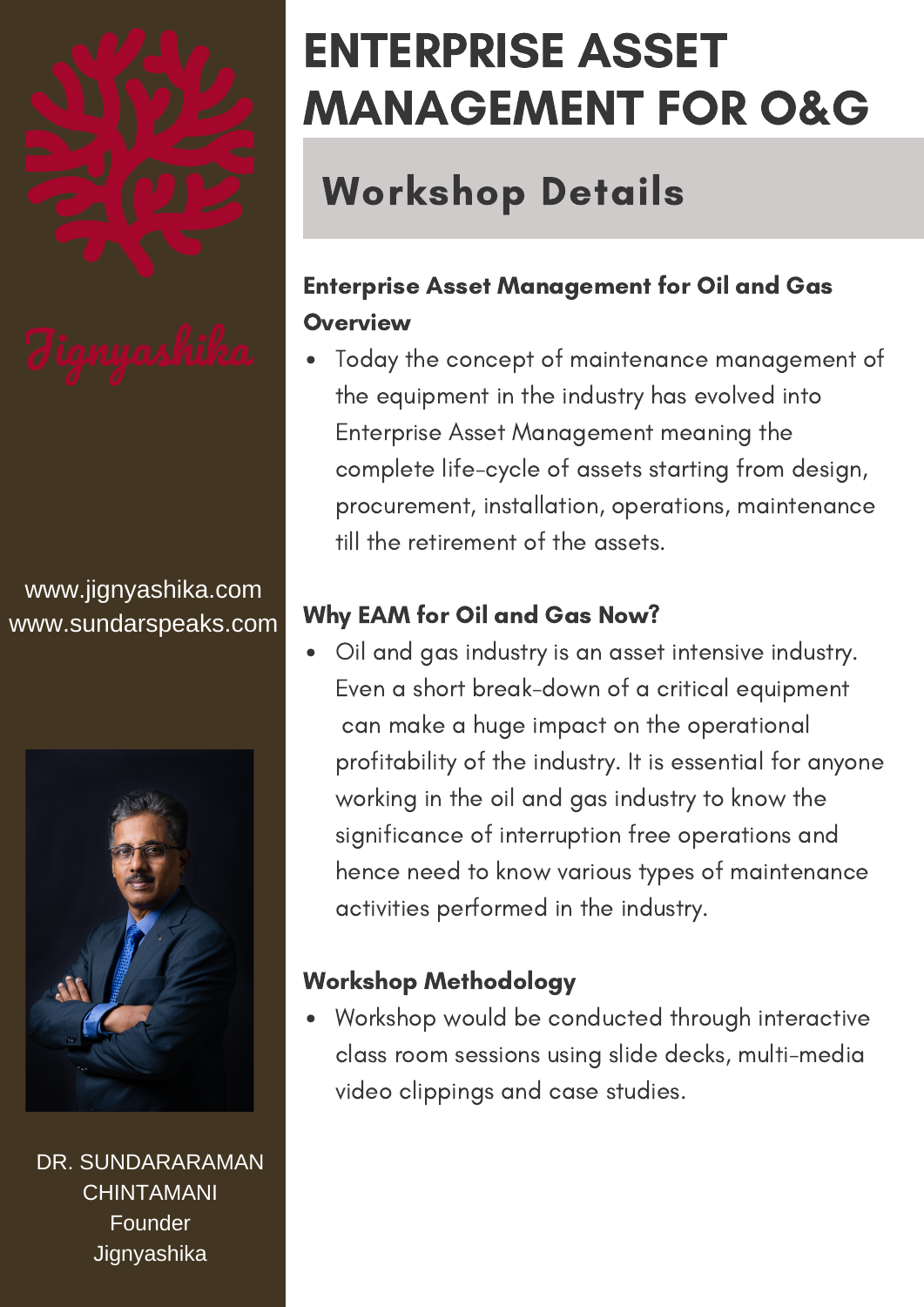Jignyashika

www.jignyashika.com
www.sundarspeaks.com

DR. SUNDARARAMAN CHINTAMANI
Founder
Jignyashika

# ENTERPRISE ASSET MANAGEMENT FOR O&G

## Workshop Details

### Enterprise Asset Management for Oil and Gas Overview

- Today the concept of maintenance management of the equipment in the industry has evolved into Enterprise Asset Management meaning the complete life-cycle of assets starting from design, procurement, installation, operations, maintenance till the retirement of the assets.

### Why EAM for Oil and Gas Now?

- Oil and gas industry is an asset intensive industry. Even a short break-down of a critical equipment can make a huge impact on the operational profitability of the industry. It is essential for anyone working in the oil and gas industry to know the significance of interruption free operations and hence need to know various types of maintenance activities performed in the industry.

### Workshop Methodology

- Workshop would be conducted through interactive class room sessions using slide decks, multi-media video clippings and case studies.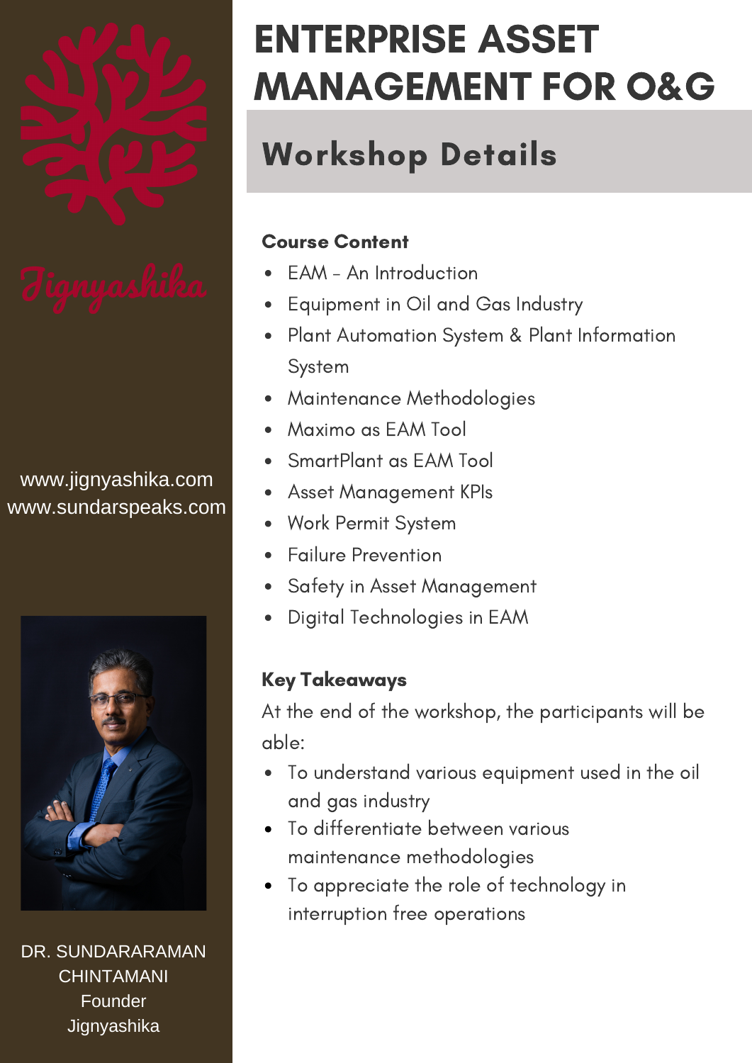# ENTERPRISE ASSET MANAGEMENT FOR O&G

## Workshop Details

### Course Content

- EAM - An Introduction
- Equipment in Oil and Gas Industry
- Plant Automation System & Plant Information System
- Maintenance Methodologies
- Maximo as EAM Tool
- SmartPlant as EAM Tool
- Asset Management KPIs
- Work Permit System
- Failure Prevention
- Safety in Asset Management
- Digital Technologies in EAM

### Key Takeaways

At the end of the workshop, the participants will be able:

- To understand various equipment used in the oil and gas industry
- To differentiate between various maintenance methodologies
- To appreciate the role of technology in interruption free operations

Jignyashika

www.jignyashika.com
www.sundarspeaks.com

DR. SUNDARARAMAN CHINTAMANI
Founder
Jignyashika